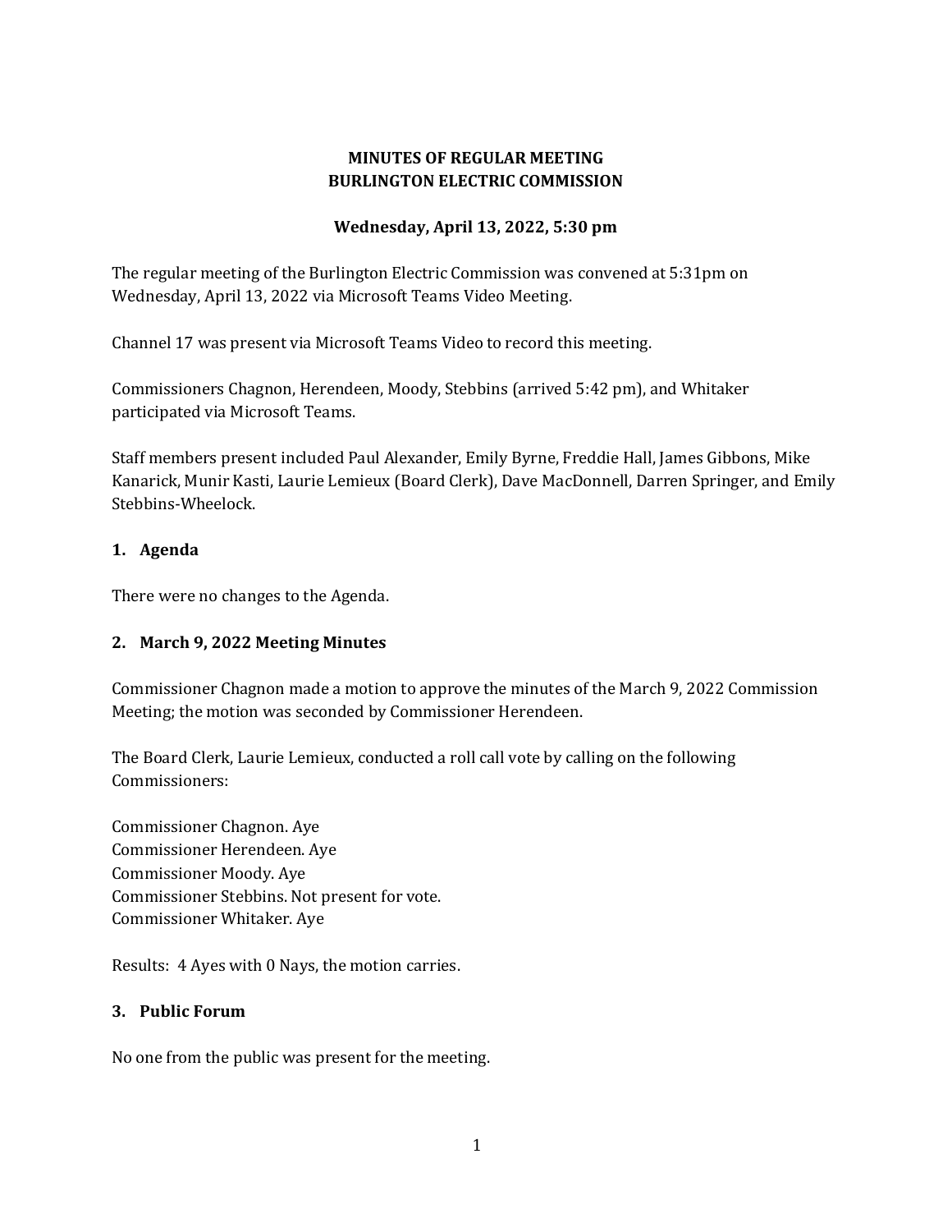# MINUTES OF REGULAR MEETING
# BURLINGTON ELECTRIC COMMISSION

**Wednesday, April 13, 2022, 5:30 pm**

The regular meeting of the Burlington Electric Commission was convened at 5:31pm on Wednesday, April 13, 2022 via Microsoft Teams Video Meeting.

Channel 17 was present via Microsoft Teams Video to record this meeting.

Commissioners Chagnon, Herendeen, Moody, Stebbins (arrived 5:42 pm), and Whitaker participated via Microsoft Teams.

Staff members present included Paul Alexander, Emily Byrne, Freddie Hall, James Gibbons, Mike Kanarick, Munir Kasti, Laurie Lemieux (Board Clerk), Dave MacDonnell, Darren Springer, and Emily Stebbins-Wheelock.

## 1. Agenda

There were no changes to the Agenda.

## 2. March 9, 2022 Meeting Minutes

Commissioner Chagnon made a motion to approve the minutes of the March 9, 2022 Commission Meeting; the motion was seconded by Commissioner Herendeen.

The Board Clerk, Laurie Lemieux, conducted a roll call vote by calling on the following Commissioners:

Commissioner Chagnon. Aye
Commissioner Herendeen. Aye
Commissioner Moody. Aye
Commissioner Stebbins. Not present for vote.
Commissioner Whitaker. Aye

Results: 4 Ayes with 0 Nays, the motion carries.

## 3. Public Forum

No one from the public was present for the meeting.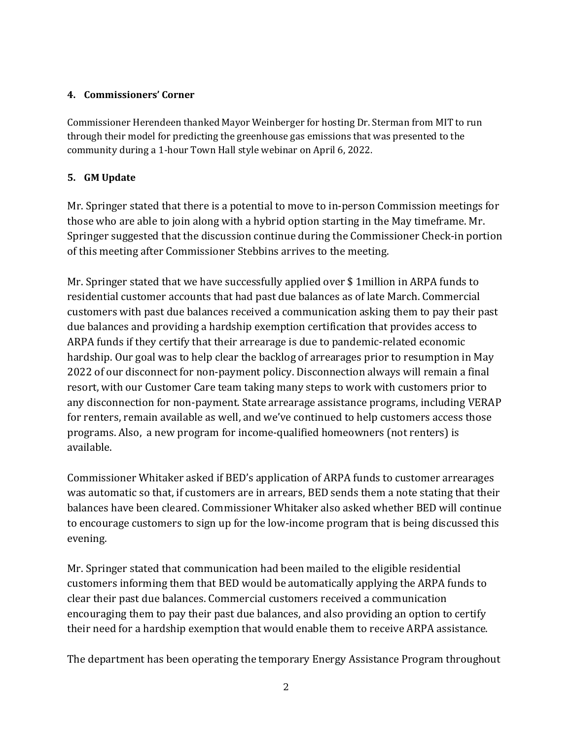**4. Commissioners' Corner**

Commissioner Herendeen thanked Mayor Weinberger for hosting Dr. Sterman from MIT to run through their model for predicting the greenhouse gas emissions that was presented to the community during a 1-hour Town Hall style webinar on April 6, 2022.

**5. GM Update**

Mr. Springer stated that there is a potential to move to in-person Commission meetings for those who are able to join along with a hybrid option starting in the May timeframe. Mr. Springer suggested that the discussion continue during the Commissioner Check-in portion of this meeting after Commissioner Stebbins arrives to the meeting.

Mr. Springer stated that we have successfully applied over $ 1million in ARPA funds to residential customer accounts that had past due balances as of late March. Commercial customers with past due balances received a communication asking them to pay their past due balances and providing a hardship exemption certification that provides access to ARPA funds if they certify that their arrearage is due to pandemic-related economic hardship. Our goal was to help clear the backlog of arrearages prior to resumption in May 2022 of our disconnect for non-payment policy. Disconnection always will remain a final resort, with our Customer Care team taking many steps to work with customers prior to any disconnection for non-payment. State arrearage assistance programs, including VERAP for renters, remain available as well, and we've continued to help customers access those programs. Also, a new program for income-qualified homeowners (not renters) is available.

Commissioner Whitaker asked if BED's application of ARPA funds to customer arrearages was automatic so that, if customers are in arrears, BED sends them a note stating that their balances have been cleared. Commissioner Whitaker also asked whether BED will continue to encourage customers to sign up for the low-income program that is being discussed this evening.

Mr. Springer stated that communication had been mailed to the eligible residential customers informing them that BED would be automatically applying the ARPA funds to clear their past due balances. Commercial customers received a communication encouraging them to pay their past due balances, and also providing an option to certify their need for a hardship exemption that would enable them to receive ARPA assistance.

The department has been operating the temporary Energy Assistance Program throughout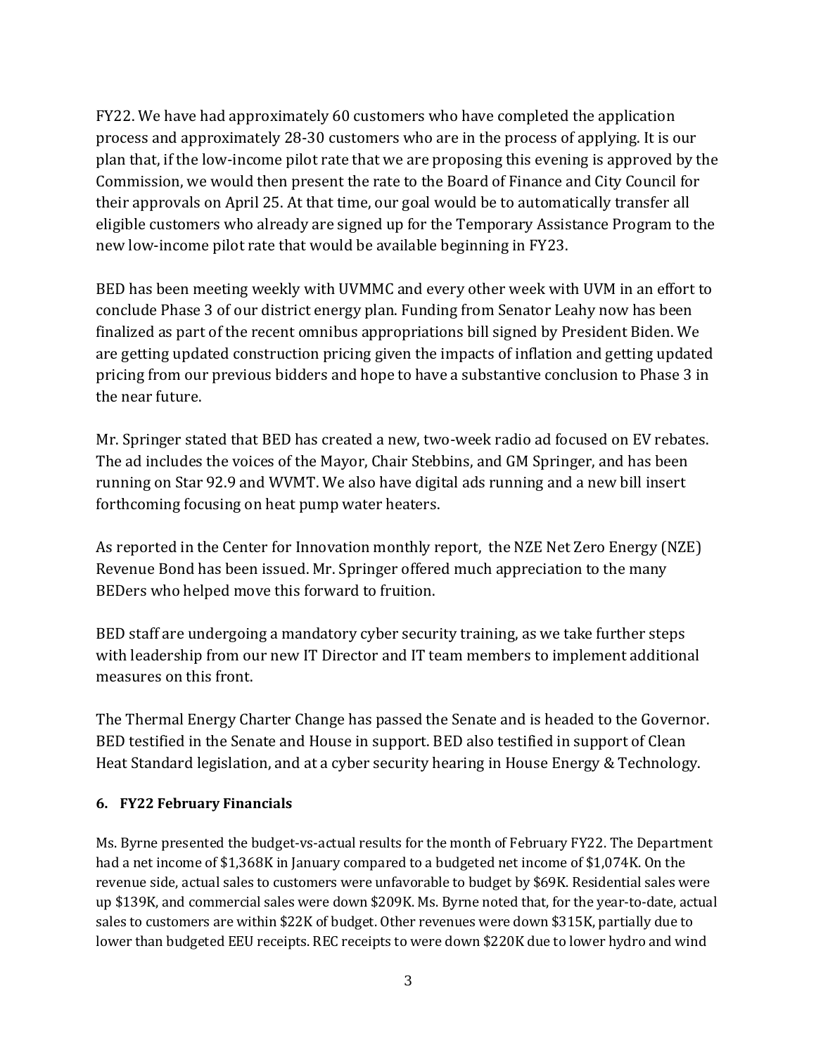FY22. We have had approximately 60 customers who have completed the application process and approximately 28-30 customers who are in the process of applying. It is our plan that, if the low-income pilot rate that we are proposing this evening is approved by the Commission, we would then present the rate to the Board of Finance and City Council for their approvals on April 25. At that time, our goal would be to automatically transfer all eligible customers who already are signed up for the Temporary Assistance Program to the new low-income pilot rate that would be available beginning in FY23.

BED has been meeting weekly with UVMMC and every other week with UVM in an effort to conclude Phase 3 of our district energy plan. Funding from Senator Leahy now has been finalized as part of the recent omnibus appropriations bill signed by President Biden. We are getting updated construction pricing given the impacts of inflation and getting updated pricing from our previous bidders and hope to have a substantive conclusion to Phase 3 in the near future.

Mr. Springer stated that BED has created a new, two-week radio ad focused on EV rebates. The ad includes the voices of the Mayor, Chair Stebbins, and GM Springer, and has been running on Star 92.9 and WVMT. We also have digital ads running and a new bill insert forthcoming focusing on heat pump water heaters.

As reported in the Center for Innovation monthly report, the NZE Net Zero Energy (NZE) Revenue Bond has been issued. Mr. Springer offered much appreciation to the many BEDers who helped move this forward to fruition.

BED staff are undergoing a mandatory cyber security training, as we take further steps with leadership from our new IT Director and IT team members to implement additional measures on this front.

The Thermal Energy Charter Change has passed the Senate and is headed to the Governor. BED testified in the Senate and House in support. BED also testified in support of Clean Heat Standard legislation, and at a cyber security hearing in House Energy & Technology.

**6. FY22 February Financials**

Ms. Byrne presented the budget-vs-actual results for the month of February FY22. The Department had a net income of $1,368K in January compared to a budgeted net income of $1,074K. On the revenue side, actual sales to customers were unfavorable to budget by $69K. Residential sales were up $139K, and commercial sales were down $209K. Ms. Byrne noted that, for the year-to-date, actual sales to customers are within $22K of budget. Other revenues were down $315K, partially due to lower than budgeted EEU receipts. REC receipts to were down $220K due to lower hydro and wind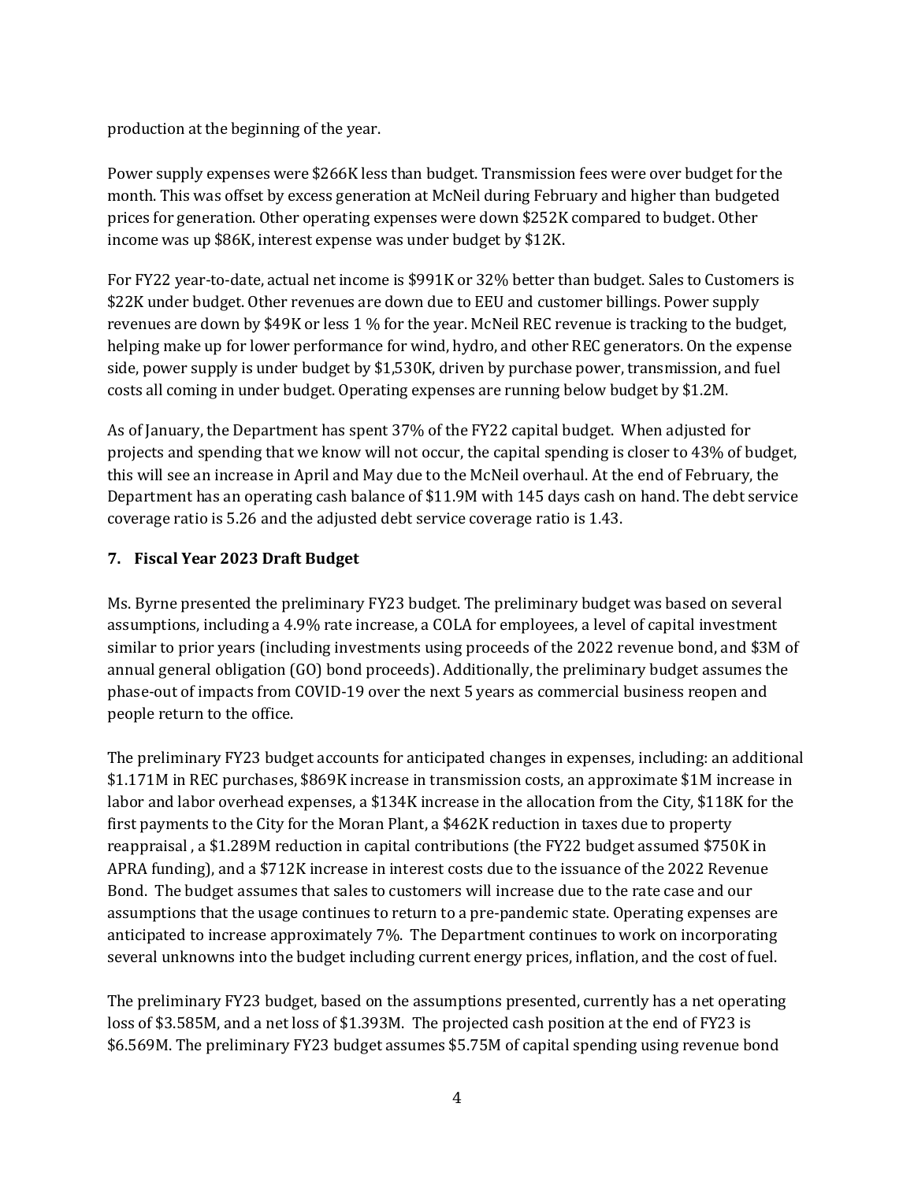production at the beginning of the year.

Power supply expenses were $266K less than budget. Transmission fees were over budget for the month. This was offset by excess generation at McNeil during February and higher than budgeted prices for generation. Other operating expenses were down $252K compared to budget. Other income was up $86K, interest expense was under budget by $12K.

For FY22 year-to-date, actual net income is $991K or 32% better than budget. Sales to Customers is $22K under budget. Other revenues are down due to EEU and customer billings. Power supply revenues are down by $49K or less 1 % for the year. McNeil REC revenue is tracking to the budget, helping make up for lower performance for wind, hydro, and other REC generators. On the expense side, power supply is under budget by $1,530K, driven by purchase power, transmission, and fuel costs all coming in under budget. Operating expenses are running below budget by $1.2M.

As of January, the Department has spent 37% of the FY22 capital budget. When adjusted for projects and spending that we know will not occur, the capital spending is closer to 43% of budget, this will see an increase in April and May due to the McNeil overhaul. At the end of February, the Department has an operating cash balance of $11.9M with 145 days cash on hand. The debt service coverage ratio is 5.26 and the adjusted debt service coverage ratio is 1.43.

**7. Fiscal Year 2023 Draft Budget**

Ms. Byrne presented the preliminary FY23 budget. The preliminary budget was based on several assumptions, including a 4.9% rate increase, a COLA for employees, a level of capital investment similar to prior years (including investments using proceeds of the 2022 revenue bond, and $3M of annual general obligation (GO) bond proceeds). Additionally, the preliminary budget assumes the phase-out of impacts from COVID-19 over the next 5 years as commercial business reopen and people return to the office.

The preliminary FY23 budget accounts for anticipated changes in expenses, including: an additional $1.171M in REC purchases, $869K increase in transmission costs, an approximate $1M increase in labor and labor overhead expenses, a $134K increase in the allocation from the City, $118K for the first payments to the City for the Moran Plant, a $462K reduction in taxes due to property reappraisal , a $1.289M reduction in capital contributions (the FY22 budget assumed $750K in APRA funding), and a $712K increase in interest costs due to the issuance of the 2022 Revenue Bond. The budget assumes that sales to customers will increase due to the rate case and our assumptions that the usage continues to return to a pre-pandemic state. Operating expenses are anticipated to increase approximately 7%. The Department continues to work on incorporating several unknowns into the budget including current energy prices, inflation, and the cost of fuel.

The preliminary FY23 budget, based on the assumptions presented, currently has a net operating loss of $3.585M, and a net loss of $1.393M. The projected cash position at the end of FY23 is $6.569M. The preliminary FY23 budget assumes $5.75M of capital spending using revenue bond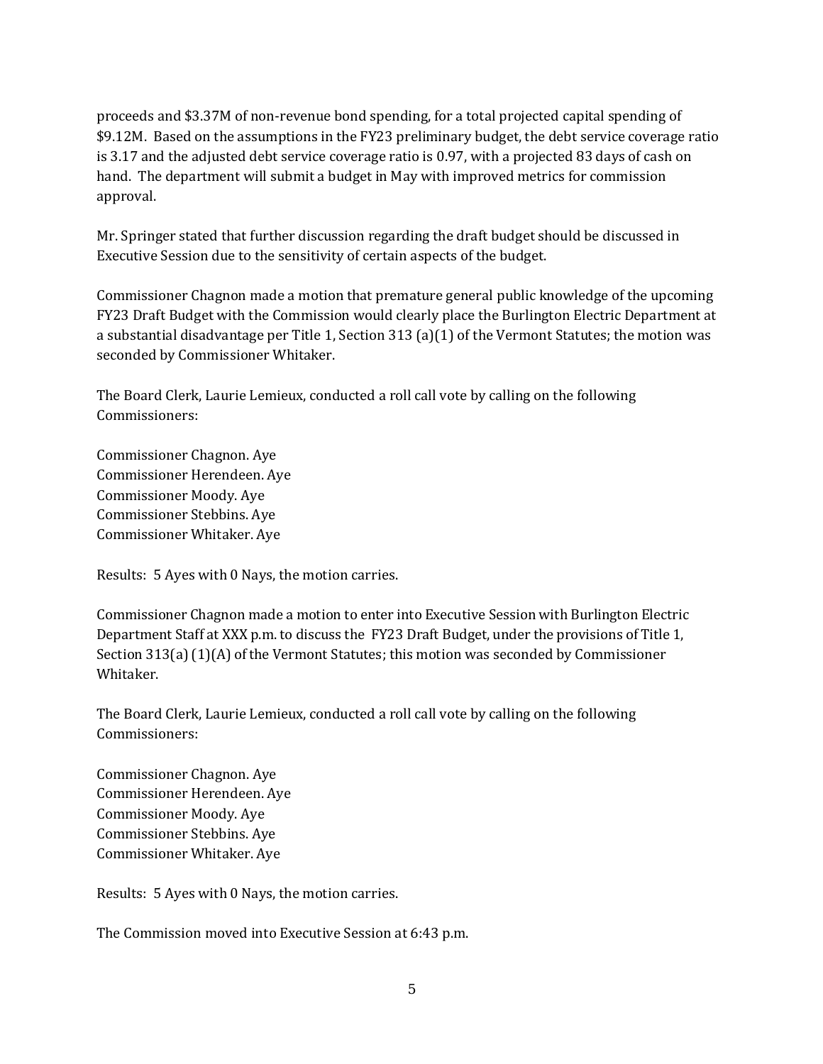proceeds and $3.37M of non-revenue bond spending, for a total projected capital spending of $9.12M. Based on the assumptions in the FY23 preliminary budget, the debt service coverage ratio is 3.17 and the adjusted debt service coverage ratio is 0.97, with a projected 83 days of cash on hand. The department will submit a budget in May with improved metrics for commission approval.

Mr. Springer stated that further discussion regarding the draft budget should be discussed in Executive Session due to the sensitivity of certain aspects of the budget.

Commissioner Chagnon made a motion that premature general public knowledge of the upcoming FY23 Draft Budget with the Commission would clearly place the Burlington Electric Department at a substantial disadvantage per Title 1, Section 313 (a)(1) of the Vermont Statutes; the motion was seconded by Commissioner Whitaker.

The Board Clerk, Laurie Lemieux, conducted a roll call vote by calling on the following Commissioners:

Commissioner Chagnon. Aye
Commissioner Herendeen. Aye
Commissioner Moody. Aye
Commissioner Stebbins. Aye
Commissioner Whitaker. Aye

Results: 5 Ayes with 0 Nays, the motion carries.

Commissioner Chagnon made a motion to enter into Executive Session with Burlington Electric Department Staff at XXX p.m. to discuss the FY23 Draft Budget, under the provisions of Title 1, Section 313(a) (1)(A) of the Vermont Statutes; this motion was seconded by Commissioner Whitaker.

The Board Clerk, Laurie Lemieux, conducted a roll call vote by calling on the following Commissioners:

Commissioner Chagnon. Aye
Commissioner Herendeen. Aye
Commissioner Moody. Aye
Commissioner Stebbins. Aye
Commissioner Whitaker. Aye

Results: 5 Ayes with 0 Nays, the motion carries.

The Commission moved into Executive Session at 6:43 p.m.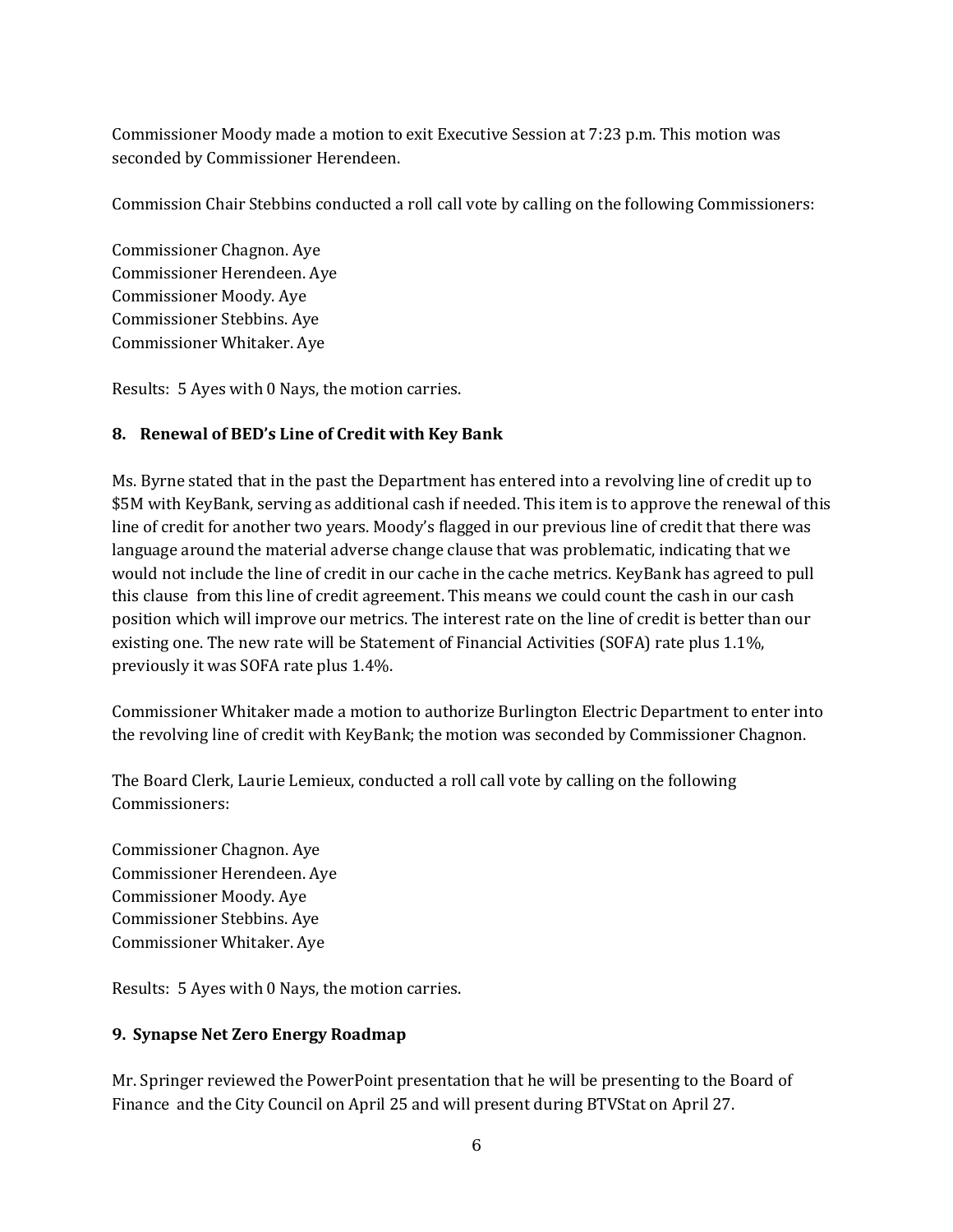Commissioner Moody made a motion to exit Executive Session at 7:23 p.m. This motion was seconded by Commissioner Herendeen.

Commission Chair Stebbins conducted a roll call vote by calling on the following Commissioners:

Commissioner Chagnon. Aye
Commissioner Herendeen. Aye
Commissioner Moody. Aye
Commissioner Stebbins. Aye
Commissioner Whitaker. Aye

Results: 5 Ayes with 0 Nays, the motion carries.

**8. Renewal of BED's Line of Credit with Key Bank**

Ms. Byrne stated that in the past the Department has entered into a revolving line of credit up to $5M with KeyBank, serving as additional cash if needed. This item is to approve the renewal of this line of credit for another two years. Moody's flagged in our previous line of credit that there was language around the material adverse change clause that was problematic, indicating that we would not include the line of credit in our cache in the cache metrics. KeyBank has agreed to pull this clause from this line of credit agreement. This means we could count the cash in our cash position which will improve our metrics. The interest rate on the line of credit is better than our existing one. The new rate will be Statement of Financial Activities (SOFA) rate plus 1.1%, previously it was SOFA rate plus 1.4%.

Commissioner Whitaker made a motion to authorize Burlington Electric Department to enter into the revolving line of credit with KeyBank; the motion was seconded by Commissioner Chagnon.

The Board Clerk, Laurie Lemieux, conducted a roll call vote by calling on the following Commissioners:

Commissioner Chagnon. Aye
Commissioner Herendeen. Aye
Commissioner Moody. Aye
Commissioner Stebbins. Aye
Commissioner Whitaker. Aye

Results: 5 Ayes with 0 Nays, the motion carries.

**9. Synapse Net Zero Energy Roadmap**

Mr. Springer reviewed the PowerPoint presentation that he will be presenting to the Board of Finance and the City Council on April 25 and will present during BTVStat on April 27.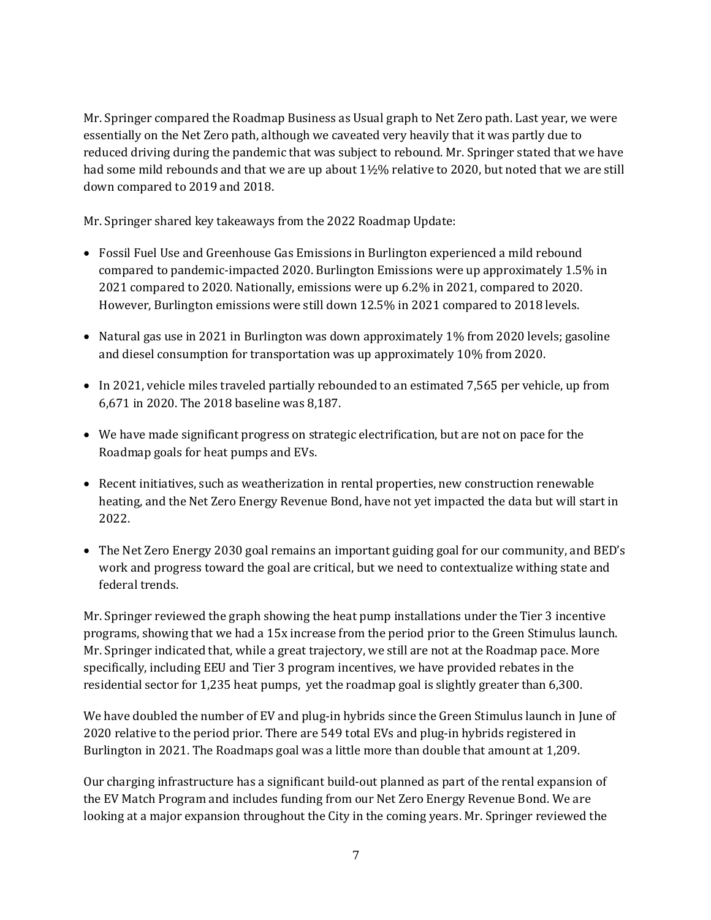Mr. Springer compared the Roadmap Business as Usual graph to Net Zero path. Last year, we were essentially on the Net Zero path, although we caveated very heavily that it was partly due to reduced driving during the pandemic that was subject to rebound. Mr. Springer stated that we have had some mild rebounds and that we are up about 1½% relative to 2020, but noted that we are still down compared to 2019 and 2018.

Mr. Springer shared key takeaways from the 2022 Roadmap Update:

- Fossil Fuel Use and Greenhouse Gas Emissions in Burlington experienced a mild rebound compared to pandemic-impacted 2020. Burlington Emissions were up approximately 1.5% in 2021 compared to 2020. Nationally, emissions were up 6.2% in 2021, compared to 2020. However, Burlington emissions were still down 12.5% in 2021 compared to 2018 levels.
- Natural gas use in 2021 in Burlington was down approximately 1% from 2020 levels; gasoline and diesel consumption for transportation was up approximately 10% from 2020.
- In 2021, vehicle miles traveled partially rebounded to an estimated 7,565 per vehicle, up from 6,671 in 2020. The 2018 baseline was 8,187.
- We have made significant progress on strategic electrification, but are not on pace for the Roadmap goals for heat pumps and EVs.
- Recent initiatives, such as weatherization in rental properties, new construction renewable heating, and the Net Zero Energy Revenue Bond, have not yet impacted the data but will start in 2022.
- The Net Zero Energy 2030 goal remains an important guiding goal for our community, and BED's work and progress toward the goal are critical, but we need to contextualize withing state and federal trends.

Mr. Springer reviewed the graph showing the heat pump installations under the Tier 3 incentive programs, showing that we had a 15x increase from the period prior to the Green Stimulus launch. Mr. Springer indicated that, while a great trajectory, we still are not at the Roadmap pace. More specifically, including EEU and Tier 3 program incentives, we have provided rebates in the residential sector for 1,235 heat pumps, yet the roadmap goal is slightly greater than 6,300.

We have doubled the number of EV and plug-in hybrids since the Green Stimulus launch in June of 2020 relative to the period prior. There are 549 total EVs and plug-in hybrids registered in Burlington in 2021. The Roadmaps goal was a little more than double that amount at 1,209.

Our charging infrastructure has a significant build-out planned as part of the rental expansion of the EV Match Program and includes funding from our Net Zero Energy Revenue Bond. We are looking at a major expansion throughout the City in the coming years. Mr. Springer reviewed the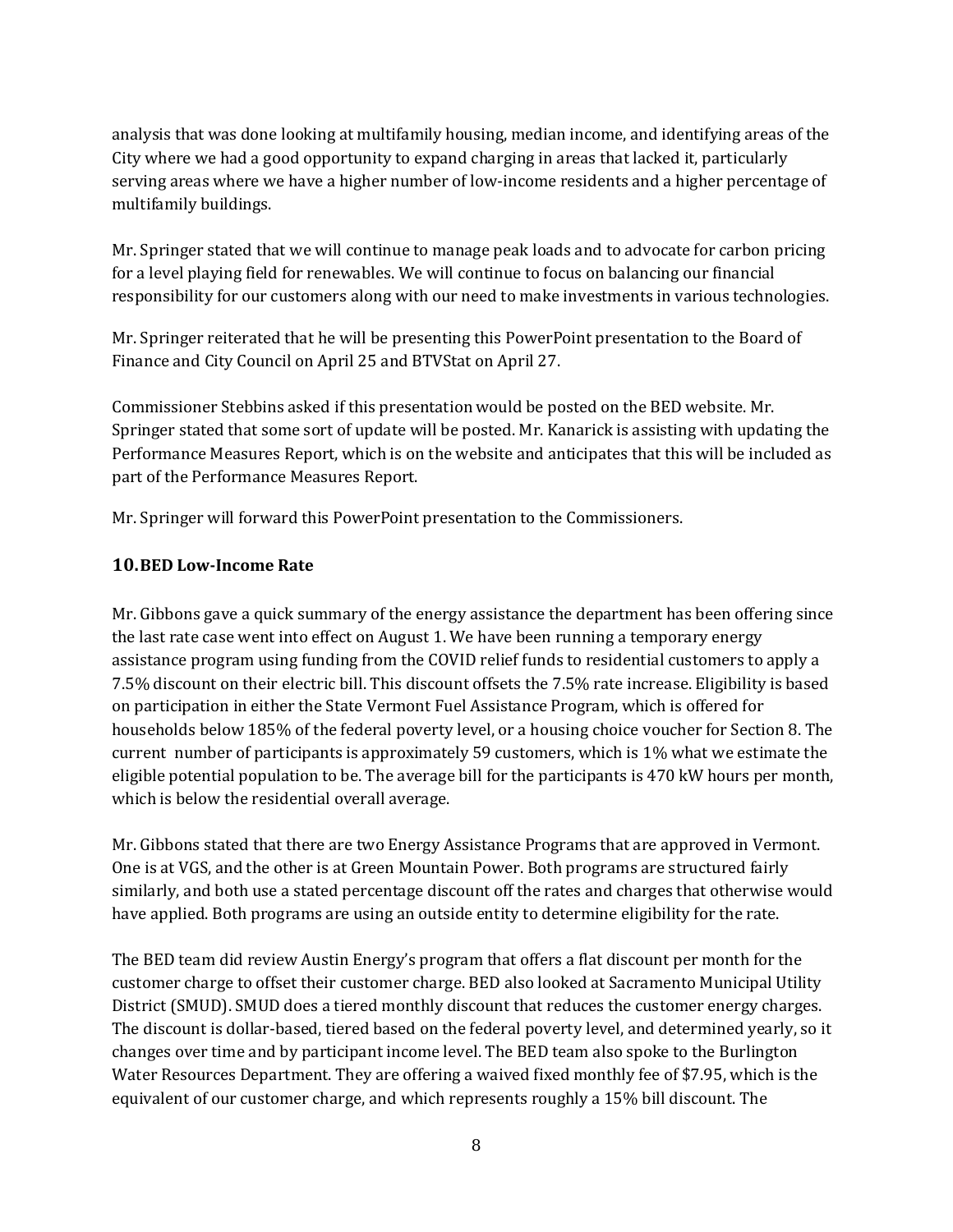analysis that was done looking at multifamily housing, median income, and identifying areas of the City where we had a good opportunity to expand charging in areas that lacked it, particularly serving areas where we have a higher number of low-income residents and a higher percentage of multifamily buildings.

Mr. Springer stated that we will continue to manage peak loads and to advocate for carbon pricing for a level playing field for renewables. We will continue to focus on balancing our financial responsibility for our customers along with our need to make investments in various technologies.

Mr. Springer reiterated that he will be presenting this PowerPoint presentation to the Board of Finance and City Council on April 25 and BTVStat on April 27.

Commissioner Stebbins asked if this presentation would be posted on the BED website. Mr. Springer stated that some sort of update will be posted. Mr. Kanarick is assisting with updating the Performance Measures Report, which is on the website and anticipates that this will be included as part of the Performance Measures Report.

Mr. Springer will forward this PowerPoint presentation to the Commissioners.

### 10. BED Low-Income Rate

Mr. Gibbons gave a quick summary of the energy assistance the department has been offering since the last rate case went into effect on August 1. We have been running a temporary energy assistance program using funding from the COVID relief funds to residential customers to apply a 7.5% discount on their electric bill. This discount offsets the 7.5% rate increase. Eligibility is based on participation in either the State Vermont Fuel Assistance Program, which is offered for households below 185% of the federal poverty level, or a housing choice voucher for Section 8. The current number of participants is approximately 59 customers, which is 1% what we estimate the eligible potential population to be. The average bill for the participants is 470 kW hours per month, which is below the residential overall average.

Mr. Gibbons stated that there are two Energy Assistance Programs that are approved in Vermont. One is at VGS, and the other is at Green Mountain Power. Both programs are structured fairly similarly, and both use a stated percentage discount off the rates and charges that otherwise would have applied. Both programs are using an outside entity to determine eligibility for the rate.

The BED team did review Austin Energy's program that offers a flat discount per month for the customer charge to offset their customer charge. BED also looked at Sacramento Municipal Utility District (SMUD). SMUD does a tiered monthly discount that reduces the customer energy charges. The discount is dollar-based, tiered based on the federal poverty level, and determined yearly, so it changes over time and by participant income level. The BED team also spoke to the Burlington Water Resources Department. They are offering a waived fixed monthly fee of $7.95, which is the equivalent of our customer charge, and which represents roughly a 15% bill discount. The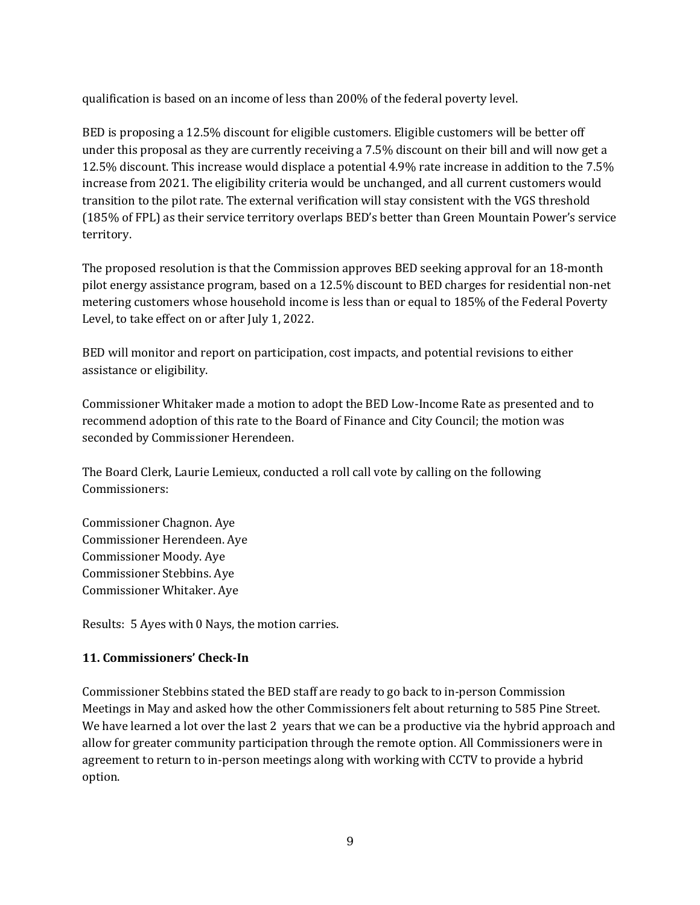qualification is based on an income of less than 200% of the federal poverty level.

BED is proposing a 12.5% discount for eligible customers. Eligible customers will be better off under this proposal as they are currently receiving a 7.5% discount on their bill and will now get a 12.5% discount. This increase would displace a potential 4.9% rate increase in addition to the 7.5% increase from 2021. The eligibility criteria would be unchanged, and all current customers would transition to the pilot rate. The external verification will stay consistent with the VGS threshold (185% of FPL) as their service territory overlaps BED's better than Green Mountain Power's service territory.

The proposed resolution is that the Commission approves BED seeking approval for an 18-month pilot energy assistance program, based on a 12.5% discount to BED charges for residential non-net metering customers whose household income is less than or equal to 185% of the Federal Poverty Level, to take effect on or after July 1, 2022.

BED will monitor and report on participation, cost impacts, and potential revisions to either assistance or eligibility.

Commissioner Whitaker made a motion to adopt the BED Low-Income Rate as presented and to recommend adoption of this rate to the Board of Finance and City Council; the motion was seconded by Commissioner Herendeen.

The Board Clerk, Laurie Lemieux, conducted a roll call vote by calling on the following Commissioners:

Commissioner Chagnon. Aye
Commissioner Herendeen. Aye
Commissioner Moody. Aye
Commissioner Stebbins. Aye
Commissioner Whitaker. Aye

Results: 5 Ayes with 0 Nays, the motion carries.

### 11. Commissioners' Check-In

Commissioner Stebbins stated the BED staff are ready to go back to in-person Commission Meetings in May and asked how the other Commissioners felt about returning to 585 Pine Street. We have learned a lot over the last 2 years that we can be a productive via the hybrid approach and allow for greater community participation through the remote option. All Commissioners were in agreement to return to in-person meetings along with working with CCTV to provide a hybrid option.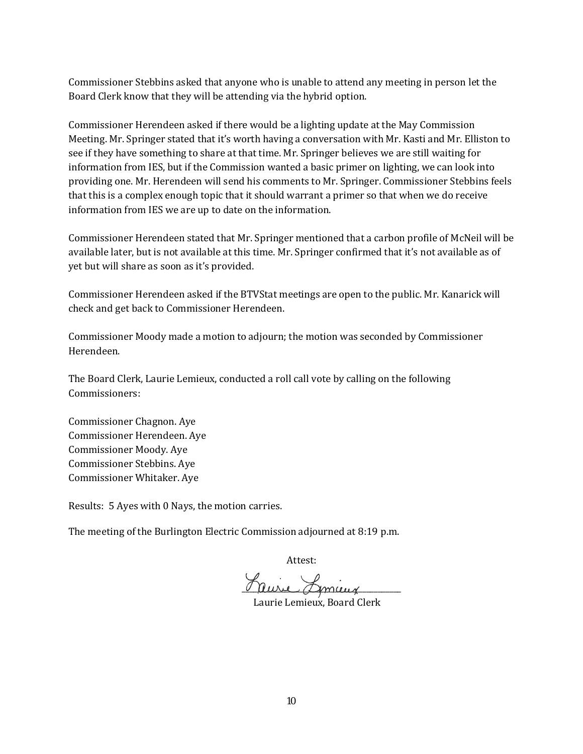Commissioner Stebbins asked that anyone who is unable to attend any meeting in person let the Board Clerk know that they will be attending via the hybrid option.

Commissioner Herendeen asked if there would be a lighting update at the May Commission Meeting. Mr. Springer stated that it's worth having a conversation with Mr. Kasti and Mr. Elliston to see if they have something to share at that time. Mr. Springer believes we are still waiting for information from IES, but if the Commission wanted a basic primer on lighting, we can look into providing one. Mr. Herendeen will send his comments to Mr. Springer. Commissioner Stebbins feels that this is a complex enough topic that it should warrant a primer so that when we do receive information from IES we are up to date on the information.

Commissioner Herendeen stated that Mr. Springer mentioned that a carbon profile of McNeil will be available later, but is not available at this time. Mr. Springer confirmed that it's not available as of yet but will share as soon as it's provided.

Commissioner Herendeen asked if the BTVStat meetings are open to the public. Mr. Kanarick will check and get back to Commissioner Herendeen.

Commissioner Moody made a motion to adjourn; the motion was seconded by Commissioner Herendeen.

The Board Clerk, Laurie Lemieux, conducted a roll call vote by calling on the following Commissioners:

Commissioner Chagnon. Aye
Commissioner Herendeen. Aye
Commissioner Moody. Aye
Commissioner Stebbins. Aye
Commissioner Whitaker. Aye

Results: 5 Ayes with 0 Nays, the motion carries.

The meeting of the Burlington Electric Commission adjourned at 8:19 p.m.

Attest:

Laurie Lemieux

Laurie Lemieux, Board Clerk